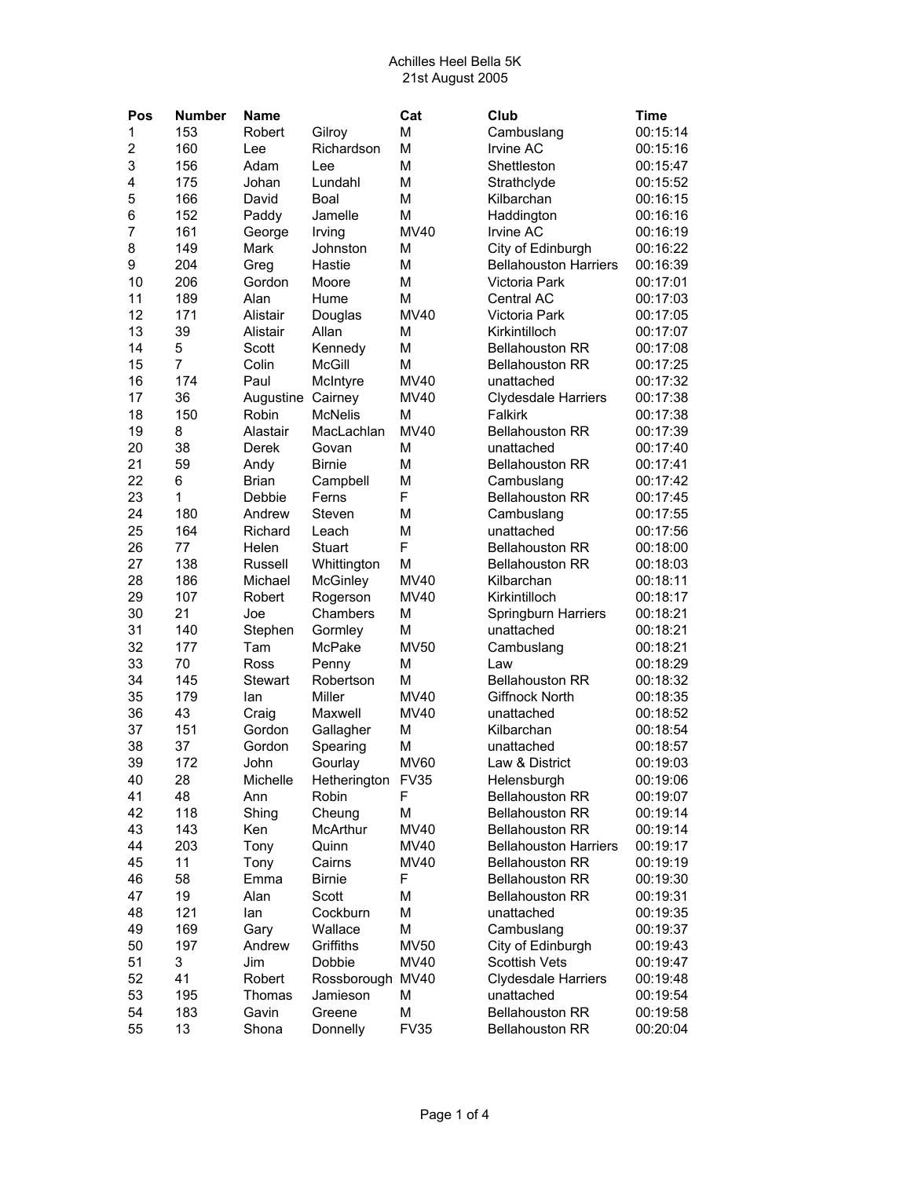# Achilles Heel Bella 5K

21st August 2005

| Pos | Number | Name | | Cat | Club | Time |
|---|---|---|---|---|---|---|
| 1 | 153 | Robert | Gilroy | M | Cambuslang | 00:15:14 |
| 2 | 160 | Lee | Richardson | M | Irvine AC | 00:15:16 |
| 3 | 156 | Adam | Lee | M | Shettleston | 00:15:47 |
| 4 | 175 | Johan | Lundahl | M | Strathclyde | 00:15:52 |
| 5 | 166 | David | Boal | M | Kilbarchan | 00:16:15 |
| 6 | 152 | Paddy | Jamelle | M | Haddington | 00:16:16 |
| 7 | 161 | George | Irving | MV40 | Irvine AC | 00:16:19 |
| 8 | 149 | Mark | Johnston | M | City of Edinburgh | 00:16:22 |
| 9 | 204 | Greg | Hastie | M | Bellahouston Harriers | 00:16:39 |
| 10 | 206 | Gordon | Moore | M | Victoria Park | 00:17:01 |
| 11 | 189 | Alan | Hume | M | Central AC | 00:17:03 |
| 12 | 171 | Alistair | Douglas | MV40 | Victoria Park | 00:17:05 |
| 13 | 39 | Alistair | Allan | M | Kirkintilloch | 00:17:07 |
| 14 | 5 | Scott | Kennedy | M | Bellahouston RR | 00:17:08 |
| 15 | 7 | Colin | McGill | M | Bellahouston RR | 00:17:25 |
| 16 | 174 | Paul | McIntyre | MV40 | unattached | 00:17:32 |
| 17 | 36 | Augustine | Cairney | MV40 | Clydesdale Harriers | 00:17:38 |
| 18 | 150 | Robin | McNelis | M | Falkirk | 00:17:38 |
| 19 | 8 | Alastair | MacLachlan | MV40 | Bellahouston RR | 00:17:39 |
| 20 | 38 | Derek | Govan | M | unattached | 00:17:40 |
| 21 | 59 | Andy | Birnie | M | Bellahouston RR | 00:17:41 |
| 22 | 6 | Brian | Campbell | M | Cambuslang | 00:17:42 |
| 23 | 1 | Debbie | Ferns | F | Bellahouston RR | 00:17:45 |
| 24 | 180 | Andrew | Steven | M | Cambuslang | 00:17:55 |
| 25 | 164 | Richard | Leach | M | unattached | 00:17:56 |
| 26 | 77 | Helen | Stuart | F | Bellahouston RR | 00:18:00 |
| 27 | 138 | Russell | Whittington | M | Bellahouston RR | 00:18:03 |
| 28 | 186 | Michael | McGinley | MV40 | Kilbarchan | 00:18:11 |
| 29 | 107 | Robert | Rogerson | MV40 | Kirkintilloch | 00:18:17 |
| 30 | 21 | Joe | Chambers | M | Springburn Harriers | 00:18:21 |
| 31 | 140 | Stephen | Gormley | M | unattached | 00:18:21 |
| 32 | 177 | Tam | McPake | MV50 | Cambuslang | 00:18:21 |
| 33 | 70 | Ross | Penny | M | Law | 00:18:29 |
| 34 | 145 | Stewart | Robertson | M | Bellahouston RR | 00:18:32 |
| 35 | 179 | Ian | Miller | MV40 | Giffnock North | 00:18:35 |
| 36 | 43 | Craig | Maxwell | MV40 | unattached | 00:18:52 |
| 37 | 151 | Gordon | Gallagher | M | Kilbarchan | 00:18:54 |
| 38 | 37 | Gordon | Spearing | M | unattached | 00:18:57 |
| 39 | 172 | John | Gourlay | MV60 | Law & District | 00:19:03 |
| 40 | 28 | Michelle | Hetherington | FV35 | Helensburgh | 00:19:06 |
| 41 | 48 | Ann | Robin | F | Bellahouston RR | 00:19:07 |
| 42 | 118 | Shing | Cheung | M | Bellahouston RR | 00:19:14 |
| 43 | 143 | Ken | McArthur | MV40 | Bellahouston RR | 00:19:14 |
| 44 | 203 | Tony | Quinn | MV40 | Bellahouston Harriers | 00:19:17 |
| 45 | 11 | Tony | Cairns | MV40 | Bellahouston RR | 00:19:19 |
| 46 | 58 | Emma | Birnie | F | Bellahouston RR | 00:19:30 |
| 47 | 19 | Alan | Scott | M | Bellahouston RR | 00:19:31 |
| 48 | 121 | Ian | Cockburn | M | unattached | 00:19:35 |
| 49 | 169 | Gary | Wallace | M | Cambuslang | 00:19:37 |
| 50 | 197 | Andrew | Griffiths | MV50 | City of Edinburgh | 00:19:43 |
| 51 | 3 | Jim | Dobbie | MV40 | Scottish Vets | 00:19:47 |
| 52 | 41 | Robert | Rossborough | MV40 | Clydesdale Harriers | 00:19:48 |
| 53 | 195 | Thomas | Jamieson | M | unattached | 00:19:54 |
| 54 | 183 | Gavin | Greene | M | Bellahouston RR | 00:19:58 |
| 55 | 13 | Shona | Donnelly | FV35 | Bellahouston RR | 00:20:04 |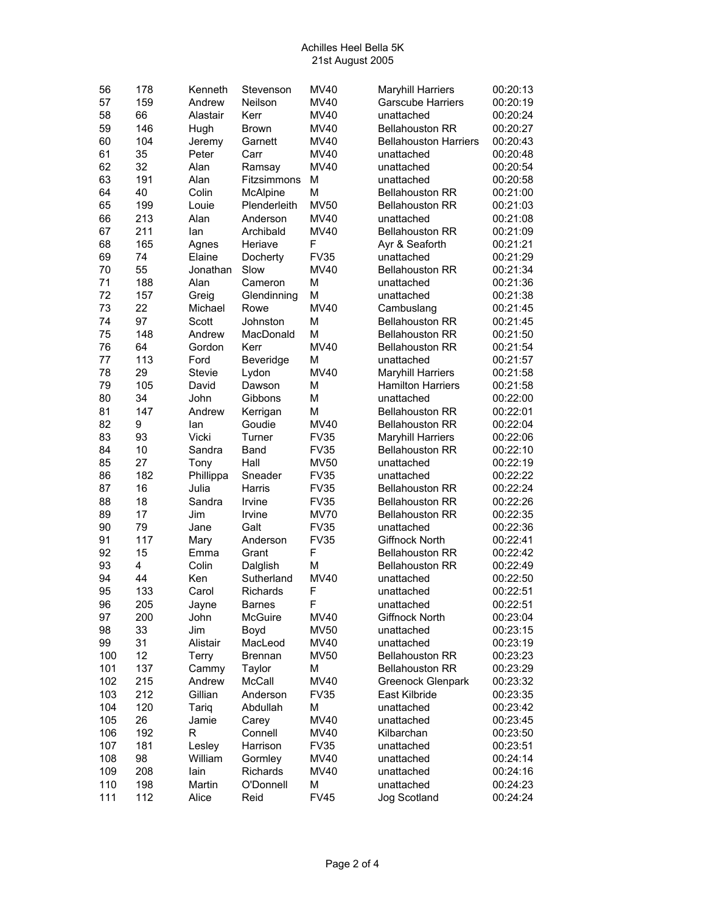Achilles Heel Bella 5K
21st August 2005

| | | | | | | |
|---|---|---|---|---|---|---|
| 56 | 178 | Kenneth | Stevenson | MV40 | Maryhill Harriers | 00:20:13 |
| 57 | 159 | Andrew | Neilson | MV40 | Garscube Harriers | 00:20:19 |
| 58 | 66 | Alastair | Kerr | MV40 | unattached | 00:20:24 |
| 59 | 146 | Hugh | Brown | MV40 | Bellahouston RR | 00:20:27 |
| 60 | 104 | Jeremy | Garnett | MV40 | Bellahouston Harriers | 00:20:43 |
| 61 | 35 | Peter | Carr | MV40 | unattached | 00:20:48 |
| 62 | 32 | Alan | Ramsay | MV40 | unattached | 00:20:54 |
| 63 | 191 | Alan | Fitzsimmons | M | unattached | 00:20:58 |
| 64 | 40 | Colin | McAlpine | M | Bellahouston RR | 00:21:00 |
| 65 | 199 | Louie | Plenderleith | MV50 | Bellahouston RR | 00:21:03 |
| 66 | 213 | Alan | Anderson | MV40 | unattached | 00:21:08 |
| 67 | 211 | Ian | Archibald | MV40 | Bellahouston RR | 00:21:09 |
| 68 | 165 | Agnes | Heriave | F | Ayr & Seaforth | 00:21:21 |
| 69 | 74 | Elaine | Docherty | FV35 | unattached | 00:21:29 |
| 70 | 55 | Jonathan | Slow | MV40 | Bellahouston RR | 00:21:34 |
| 71 | 188 | Alan | Cameron | M | unattached | 00:21:36 |
| 72 | 157 | Greig | Glendinning | M | unattached | 00:21:38 |
| 73 | 22 | Michael | Rowe | MV40 | Cambuslang | 00:21:45 |
| 74 | 97 | Scott | Johnston | M | Bellahouston RR | 00:21:45 |
| 75 | 148 | Andrew | MacDonald | M | Bellahouston RR | 00:21:50 |
| 76 | 64 | Gordon | Kerr | MV40 | Bellahouston RR | 00:21:54 |
| 77 | 113 | Ford | Beveridge | M | unattached | 00:21:57 |
| 78 | 29 | Stevie | Lydon | MV40 | Maryhill Harriers | 00:21:58 |
| 79 | 105 | David | Dawson | M | Hamilton Harriers | 00:21:58 |
| 80 | 34 | John | Gibbons | M | unattached | 00:22:00 |
| 81 | 147 | Andrew | Kerrigan | M | Bellahouston RR | 00:22:01 |
| 82 | 9 | Ian | Goudie | MV40 | Bellahouston RR | 00:22:04 |
| 83 | 93 | Vicki | Turner | FV35 | Maryhill Harriers | 00:22:06 |
| 84 | 10 | Sandra | Band | FV35 | Bellahouston RR | 00:22:10 |
| 85 | 27 | Tony | Hall | MV50 | unattached | 00:22:19 |
| 86 | 182 | Phillippa | Sneader | FV35 | unattached | 00:22:22 |
| 87 | 16 | Julia | Harris | FV35 | Bellahouston RR | 00:22:24 |
| 88 | 18 | Sandra | Irvine | FV35 | Bellahouston RR | 00:22:26 |
| 89 | 17 | Jim | Irvine | MV70 | Bellahouston RR | 00:22:35 |
| 90 | 79 | Jane | Galt | FV35 | unattached | 00:22:36 |
| 91 | 117 | Mary | Anderson | FV35 | Giffnock North | 00:22:41 |
| 92 | 15 | Emma | Grant | F | Bellahouston RR | 00:22:42 |
| 93 | 4 | Colin | Dalglish | M | Bellahouston RR | 00:22:49 |
| 94 | 44 | Ken | Sutherland | MV40 | unattached | 00:22:50 |
| 95 | 133 | Carol | Richards | F | unattached | 00:22:51 |
| 96 | 205 | Jayne | Barnes | F | unattached | 00:22:51 |
| 97 | 200 | John | McGuire | MV40 | Giffnock North | 00:23:04 |
| 98 | 33 | Jim | Boyd | MV50 | unattached | 00:23:15 |
| 99 | 31 | Alistair | MacLeod | MV40 | unattached | 00:23:19 |
| 100 | 12 | Terry | Brennan | MV50 | Bellahouston RR | 00:23:23 |
| 101 | 137 | Cammy | Taylor | M | Bellahouston RR | 00:23:29 |
| 102 | 215 | Andrew | McCall | MV40 | Greenock Glenpark | 00:23:32 |
| 103 | 212 | Gillian | Anderson | FV35 | East Kilbride | 00:23:35 |
| 104 | 120 | Tariq | Abdullah | M | unattached | 00:23:42 |
| 105 | 26 | Jamie | Carey | MV40 | unattached | 00:23:45 |
| 106 | 192 | R | Connell | MV40 | Kilbarchan | 00:23:50 |
| 107 | 181 | Lesley | Harrison | FV35 | unattached | 00:23:51 |
| 108 | 98 | William | Gormley | MV40 | unattached | 00:24:14 |
| 109 | 208 | Iain | Richards | MV40 | unattached | 00:24:16 |
| 110 | 198 | Martin | O'Donnell | M | unattached | 00:24:23 |
| 111 | 112 | Alice | Reid | FV45 | Jog Scotland | 00:24:24 |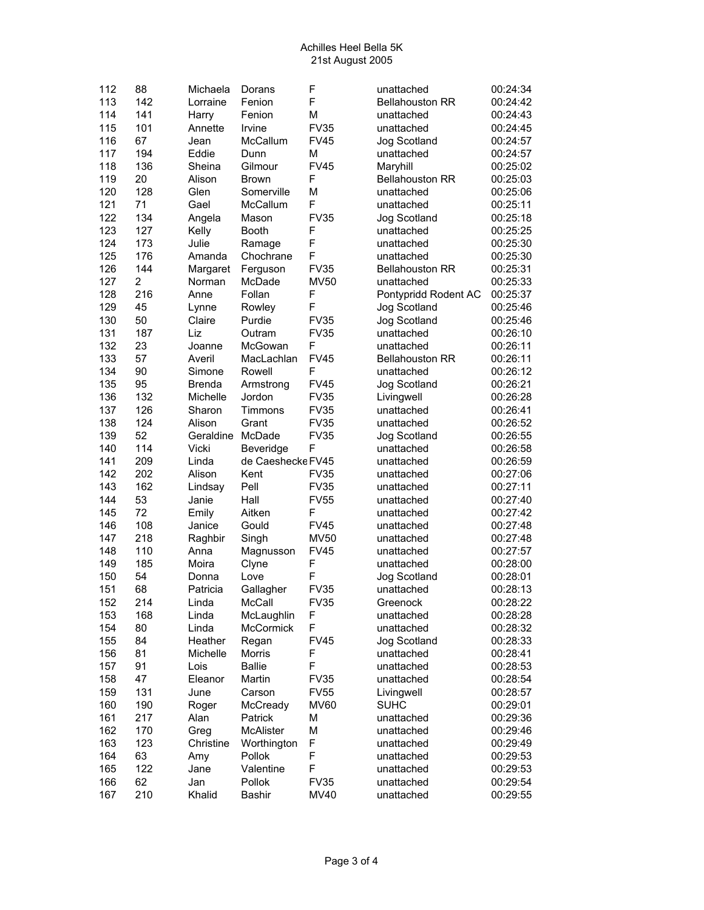Achilles Heel Bella 5K
21st August 2005

| | | | | | | |
|---|---|---|---|---|---|---|
| 112 | 88 | Michaela | Dorans | F | unattached | 00:24:34 |
| 113 | 142 | Lorraine | Fenion | F | Bellahouston RR | 00:24:42 |
| 114 | 141 | Harry | Fenion | M | unattached | 00:24:43 |
| 115 | 101 | Annette | Irvine | FV35 | unattached | 00:24:45 |
| 116 | 67 | Jean | McCallum | FV45 | Jog Scotland | 00:24:57 |
| 117 | 194 | Eddie | Dunn | M | unattached | 00:24:57 |
| 118 | 136 | Sheina | Gilmour | FV45 | Maryhill | 00:25:02 |
| 119 | 20 | Alison | Brown | F | Bellahouston RR | 00:25:03 |
| 120 | 128 | Glen | Somerville | M | unattached | 00:25:06 |
| 121 | 71 | Gael | McCallum | F | unattached | 00:25:11 |
| 122 | 134 | Angela | Mason | FV35 | Jog Scotland | 00:25:18 |
| 123 | 127 | Kelly | Booth | F | unattached | 00:25:25 |
| 124 | 173 | Julie | Ramage | F | unattached | 00:25:30 |
| 125 | 176 | Amanda | Chochrane | F | unattached | 00:25:30 |
| 126 | 144 | Margaret | Ferguson | FV35 | Bellahouston RR | 00:25:31 |
| 127 | 2 | Norman | McDade | MV50 | unattached | 00:25:33 |
| 128 | 216 | Anne | Follan | F | Pontypridd Rodent AC | 00:25:37 |
| 129 | 45 | Lynne | Rowley | F | Jog Scotland | 00:25:46 |
| 130 | 50 | Claire | Purdie | FV35 | Jog Scotland | 00:25:46 |
| 131 | 187 | Liz | Outram | FV35 | unattached | 00:26:10 |
| 132 | 23 | Joanne | McGowan | F | unattached | 00:26:11 |
| 133 | 57 | Averil | MacLachlan | FV45 | Bellahouston RR | 00:26:11 |
| 134 | 90 | Simone | Rowell | F | unattached | 00:26:12 |
| 135 | 95 | Brenda | Armstrong | FV45 | Jog Scotland | 00:26:21 |
| 136 | 132 | Michelle | Jordon | FV35 | Livingwell | 00:26:28 |
| 137 | 126 | Sharon | Timmons | FV35 | unattached | 00:26:41 |
| 138 | 124 | Alison | Grant | FV35 | unattached | 00:26:52 |
| 139 | 52 | Geraldine | McDade | FV35 | Jog Scotland | 00:26:55 |
| 140 | 114 | Vicki | Beveridge | F | unattached | 00:26:58 |
| 141 | 209 | Linda | de Caeshecke | FV45 | unattached | 00:26:59 |
| 142 | 202 | Alison | Kent | FV35 | unattached | 00:27:06 |
| 143 | 162 | Lindsay | Pell | FV35 | unattached | 00:27:11 |
| 144 | 53 | Janie | Hall | FV55 | unattached | 00:27:40 |
| 145 | 72 | Emily | Aitken | F | unattached | 00:27:42 |
| 146 | 108 | Janice | Gould | FV45 | unattached | 00:27:48 |
| 147 | 218 | Raghbir | Singh | MV50 | unattached | 00:27:48 |
| 148 | 110 | Anna | Magnusson | FV45 | unattached | 00:27:57 |
| 149 | 185 | Moira | Clyne | F | unattached | 00:28:00 |
| 150 | 54 | Donna | Love | F | Jog Scotland | 00:28:01 |
| 151 | 68 | Patricia | Gallagher | FV35 | unattached | 00:28:13 |
| 152 | 214 | Linda | McCall | FV35 | Greenock | 00:28:22 |
| 153 | 168 | Linda | McLaughlin | F | unattached | 00:28:28 |
| 154 | 80 | Linda | McCormick | F | unattached | 00:28:32 |
| 155 | 84 | Heather | Regan | FV45 | Jog Scotland | 00:28:33 |
| 156 | 81 | Michelle | Morris | F | unattached | 00:28:41 |
| 157 | 91 | Lois | Ballie | F | unattached | 00:28:53 |
| 158 | 47 | Eleanor | Martin | FV35 | unattached | 00:28:54 |
| 159 | 131 | June | Carson | FV55 | Livingwell | 00:28:57 |
| 160 | 190 | Roger | McCready | MV60 | SUHC | 00:29:01 |
| 161 | 217 | Alan | Patrick | M | unattached | 00:29:36 |
| 162 | 170 | Greg | McAlister | M | unattached | 00:29:46 |
| 163 | 123 | Christine | Worthington | F | unattached | 00:29:49 |
| 164 | 63 | Amy | Pollok | F | unattached | 00:29:53 |
| 165 | 122 | Jane | Valentine | F | unattached | 00:29:53 |
| 166 | 62 | Jan | Pollok | FV35 | unattached | 00:29:54 |
| 167 | 210 | Khalid | Bashir | MV40 | unattached | 00:29:55 |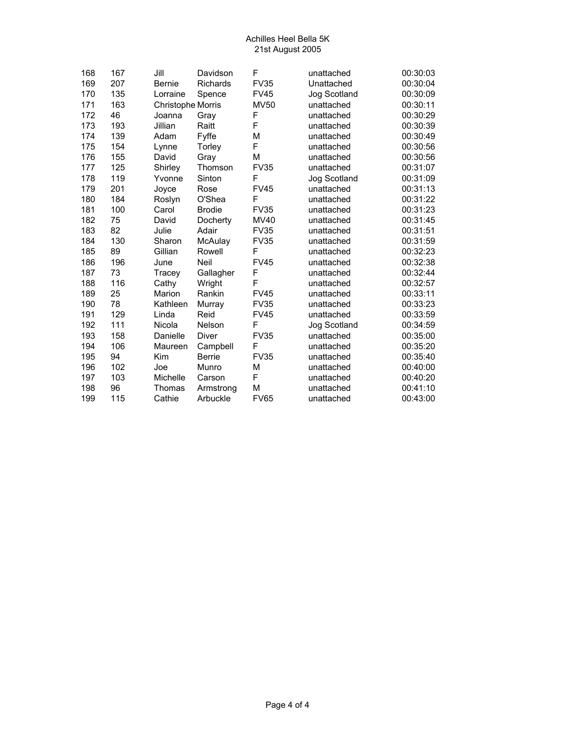Achilles Heel Bella 5K
21st August 2005

| | | | | | | |
|---|---|---|---|---|---|---|
| 168 | 167 | Jill | Davidson | F | unattached | 00:30:03 |
| 169 | 207 | Bernie | Richards | FV35 | Unattached | 00:30:04 |
| 170 | 135 | Lorraine | Spence | FV45 | Jog Scotland | 00:30:09 |
| 171 | 163 | Christophe | Morris | MV50 | unattached | 00:30:11 |
| 172 | 46 | Joanna | Gray | F | unattached | 00:30:29 |
| 173 | 193 | Jillian | Raitt | F | unattached | 00:30:39 |
| 174 | 139 | Adam | Fyffe | M | unattached | 00:30:49 |
| 175 | 154 | Lynne | Torley | F | unattached | 00:30:56 |
| 176 | 155 | David | Gray | M | unattached | 00:30:56 |
| 177 | 125 | Shirley | Thomson | FV35 | unattached | 00:31:07 |
| 178 | 119 | Yvonne | Sinton | F | Jog Scotland | 00:31:09 |
| 179 | 201 | Joyce | Rose | FV45 | unattached | 00:31:13 |
| 180 | 184 | Roslyn | O'Shea | F | unattached | 00:31:22 |
| 181 | 100 | Carol | Brodie | FV35 | unattached | 00:31:23 |
| 182 | 75 | David | Docherty | MV40 | unattached | 00:31:45 |
| 183 | 82 | Julie | Adair | FV35 | unattached | 00:31:51 |
| 184 | 130 | Sharon | McAulay | FV35 | unattached | 00:31:59 |
| 185 | 89 | Gillian | Rowell | F | unattached | 00:32:23 |
| 186 | 196 | June | Neil | FV45 | unattached | 00:32:38 |
| 187 | 73 | Tracey | Gallagher | F | unattached | 00:32:44 |
| 188 | 116 | Cathy | Wright | F | unattached | 00:32:57 |
| 189 | 25 | Marion | Rankin | FV45 | unattached | 00:33:11 |
| 190 | 78 | Kathleen | Murray | FV35 | unattached | 00:33:23 |
| 191 | 129 | Linda | Reid | FV45 | unattached | 00:33:59 |
| 192 | 111 | Nicola | Nelson | F | Jog Scotland | 00:34:59 |
| 193 | 158 | Danielle | Diver | FV35 | unattached | 00:35:00 |
| 194 | 106 | Maureen | Campbell | F | unattached | 00:35:20 |
| 195 | 94 | Kim | Berrie | FV35 | unattached | 00:35:40 |
| 196 | 102 | Joe | Munro | M | unattached | 00:40:00 |
| 197 | 103 | Michelle | Carson | F | unattached | 00:40:20 |
| 198 | 96 | Thomas | Armstrong | M | unattached | 00:41:10 |
| 199 | 115 | Cathie | Arbuckle | FV65 | unattached | 00:43:00 |